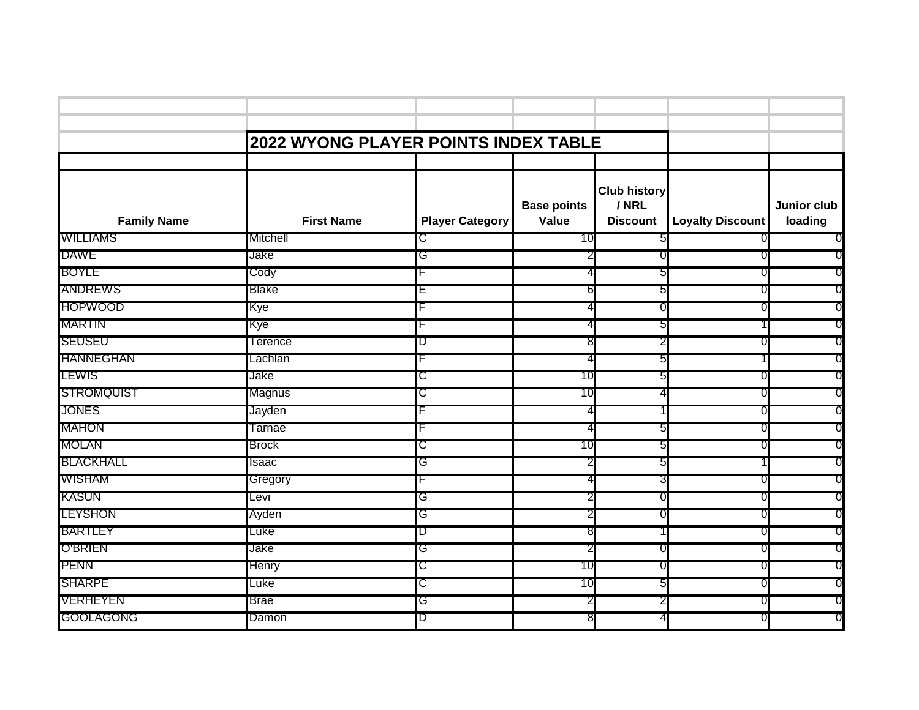## 2022 WYONG PLAYER POINTS INDEX TABLE

| Family Name | First Name | Player Category | Base points Value | Club history / NRL Discount | Loyalty Discount | Junior club loading |
|---|---|---|---|---|---|---|
| WILLIAMS | Mitchell | C | 10 | 5 | 0 | 0 |
| DAWE | Jake | G | 2 | 0 | 0 | 0 |
| BOYLE | Cody | F | 4 | 5 | 0 | 0 |
| ANDREWS | Blake | E | 6 | 5 | 0 | 0 |
| HOPWOOD | Kye | F | 4 | 0 | 0 | 0 |
| MARTIN | Kye | F | 4 | 5 | 1 | 0 |
| SEUSEU | Terence | D | 8 | 2 | 0 | 0 |
| HANNEGHAN | Lachlan | F | 4 | 5 | 1 | 0 |
| LEWIS | Jake | C | 10 | 5 | 0 | 0 |
| STROMQUIST | Magnus | C | 10 | 4 | 0 | 0 |
| JONES | Jayden | F | 4 | 1 | 0 | 0 |
| MAHON | Tarnae | F | 4 | 5 | 0 | 0 |
| MOLAN | Brock | C | 10 | 5 | 0 | 0 |
| BLACKHALL | Isaac | G | 2 | 5 | 1 | 0 |
| WISHAM | Gregory | F | 4 | 3 | 0 | 0 |
| KASUN | Levi | G | 2 | 0 | 0 | 0 |
| LEYSHON | Ayden | G | 2 | 0 | 0 | 0 |
| BARTLEY | Luke | D | 8 | 1 | 0 | 0 |
| O'BRIEN | Jake | G | 2 | 0 | 0 | 0 |
| PENN | Henry | C | 10 | 0 | 0 | 0 |
| SHARPE | Luke | C | 10 | 5 | 0 | 0 |
| VERHEYEN | Brae | G | 2 | 2 | 0 | 0 |
| GOOLAGONG | Damon | D | 8 | 4 | 0 | 0 |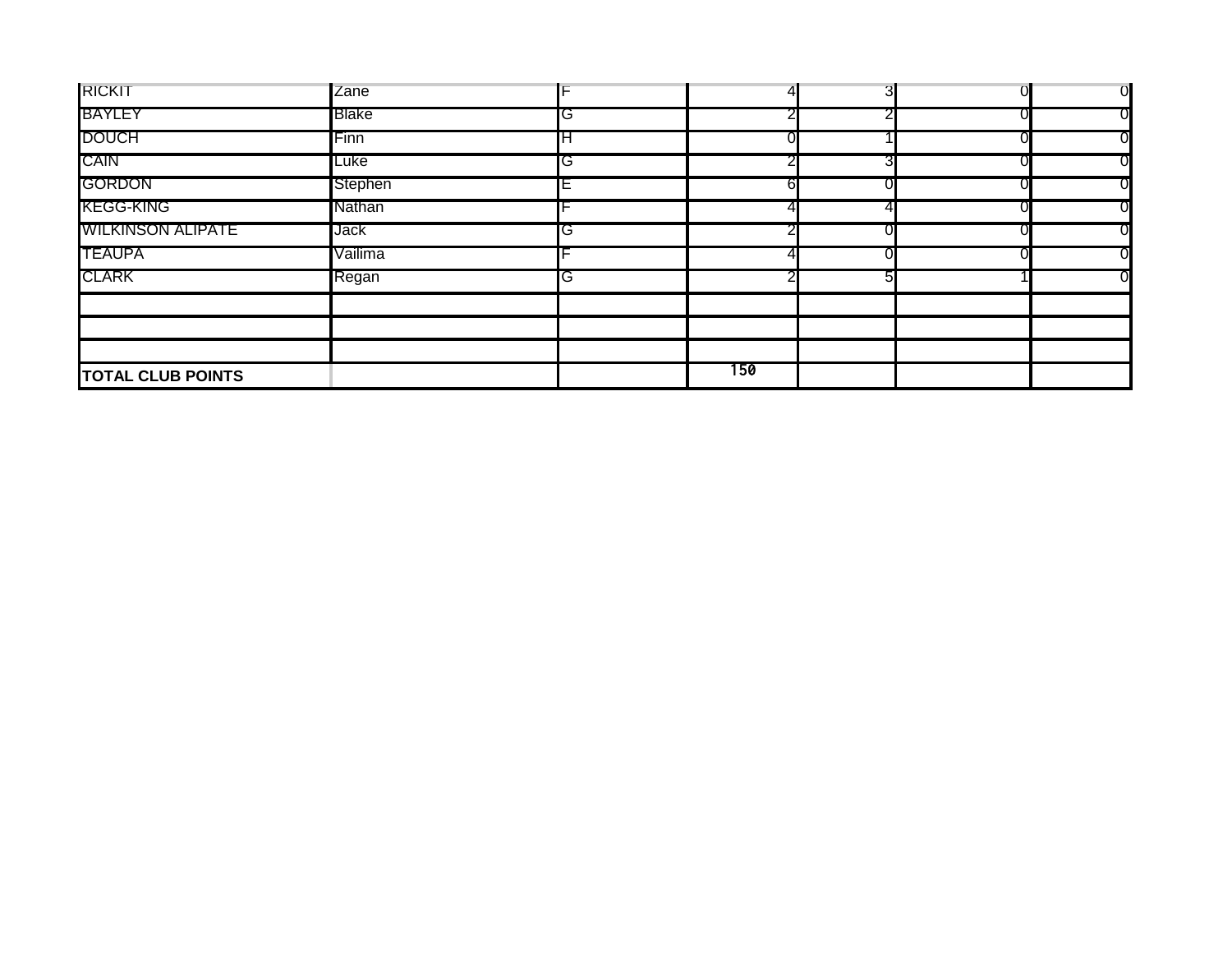| | | | | | | |
|---|---|---|---|---|---|---|
| RICKIT | Zane | F | 4 | 3 | 0 | 0 |
| BAYLEY | Blake | G | 2 | 2 | 0 | 0 |
| DOUCH | Finn | H | 0 | 1 | 0 | 0 |
| CAIN | Luke | G | 2 | 3 | 0 | 0 |
| GORDON | Stephen | E | 6 | 0 | 0 | 0 |
| KEGG-KING | Nathan | F | 4 | 4 | 0 | 0 |
| WILKINSON ALIPATE | Jack | G | 2 | 0 | 0 | 0 |
| TEAUPA | Vailima | F | 4 | 0 | 0 | 0 |
| CLARK | Regan | G | 2 | 5 | 1 | 0 |
| | | | | | | |
| | | | | | | |
| | | | | | | |
| **TOTAL CLUB POINTS** | | | 150 | | | |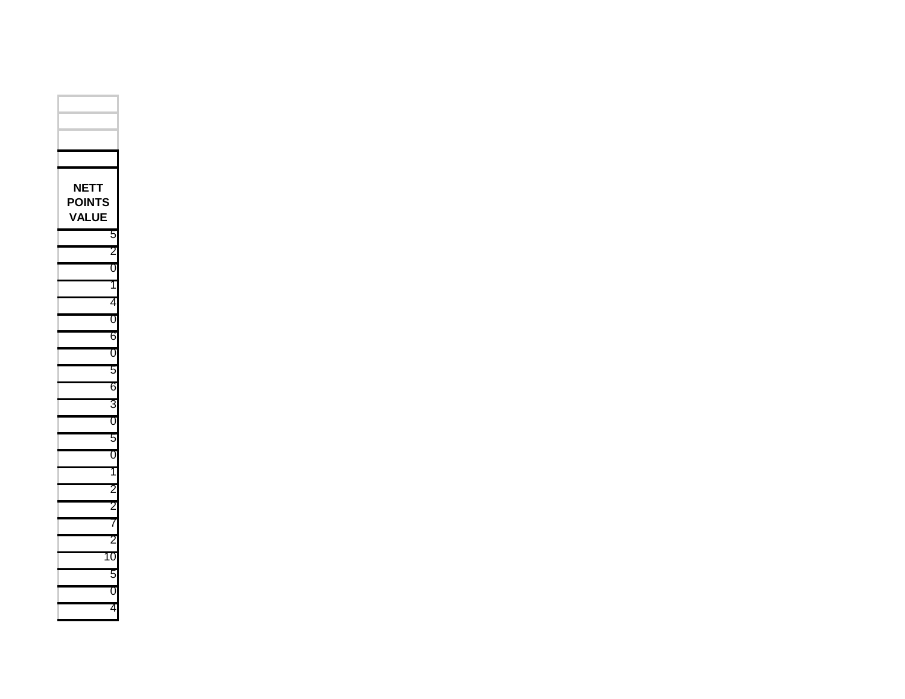| NETT POINTS VALUE |
|---:|
| 5 |
| 2 |
| 0 |
| 1 |
| 4 |
| 0 |
| 6 |
| 0 |
| 5 |
| 6 |
| 3 |
| 0 |
| 5 |
| 0 |
| 1 |
| 2 |
| 2 |
| 7 |
| 2 |
| 10 |
| 5 |
| 0 |
| 4 |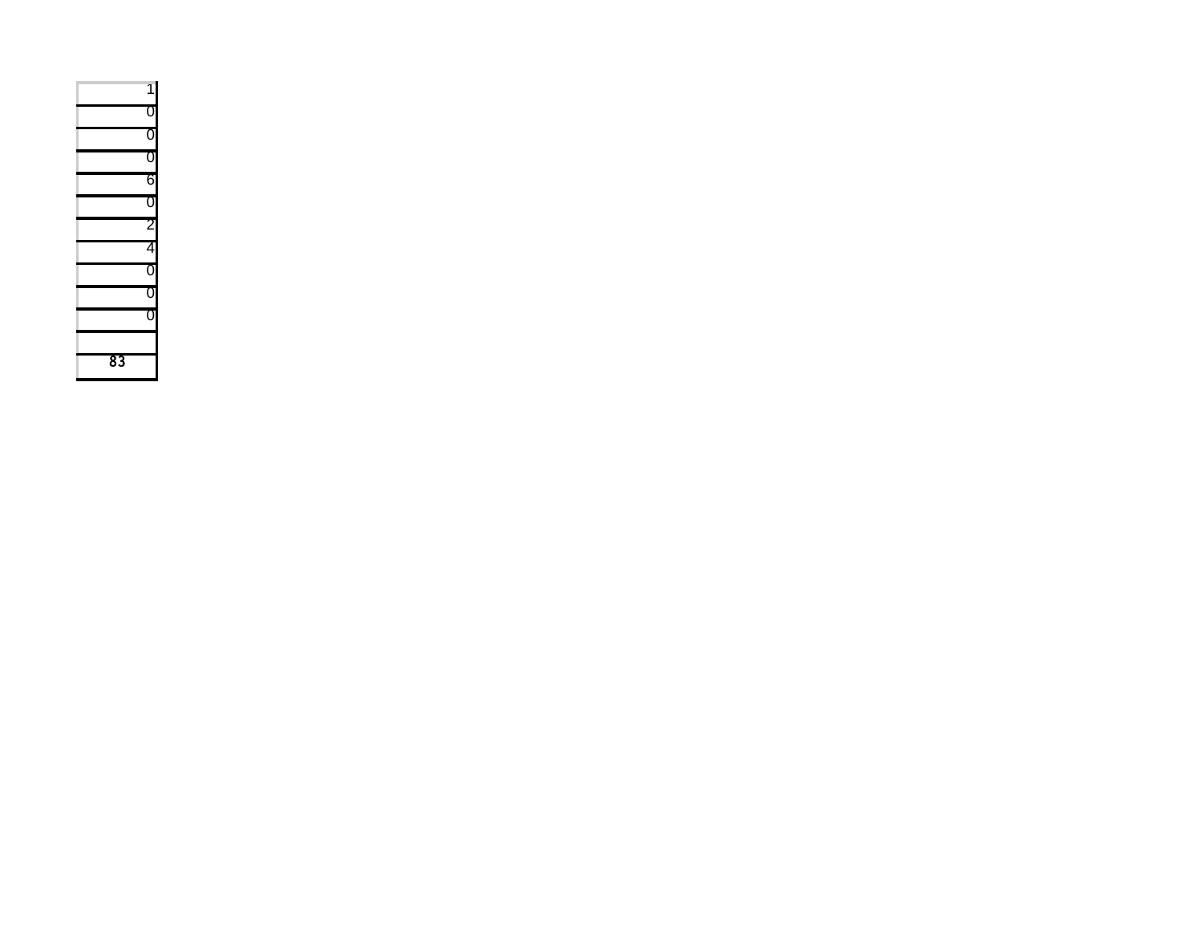| |
|---|
| 1 |
| 0 |
| 0 |
| 0 |
| 6 |
| 0 |
| 2 |
| 4 |
| 0 |
| 0 |
| 0 |
| |
| 83 |